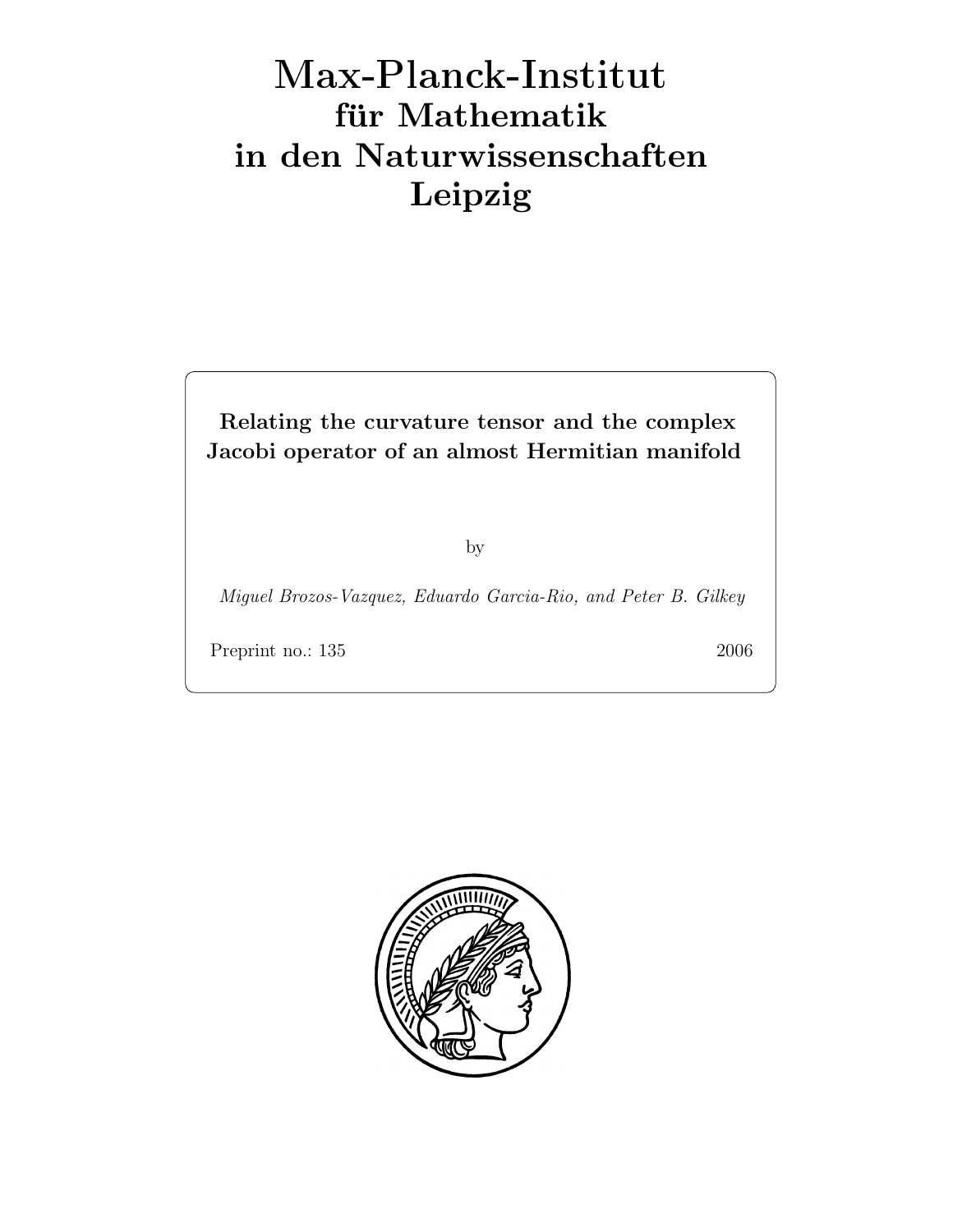# Max-Planck-Institut für Mathematik in den Naturwissenschaften Leipzig

**Relating the curvature tensor and the complex Jacobi operator of an almost Hermitian manifold**

by

*Miguel Brozos-Vazquez, Eduardo Garcia-Rio, and Peter B. Gilkey*

Preprint no.: 135 2006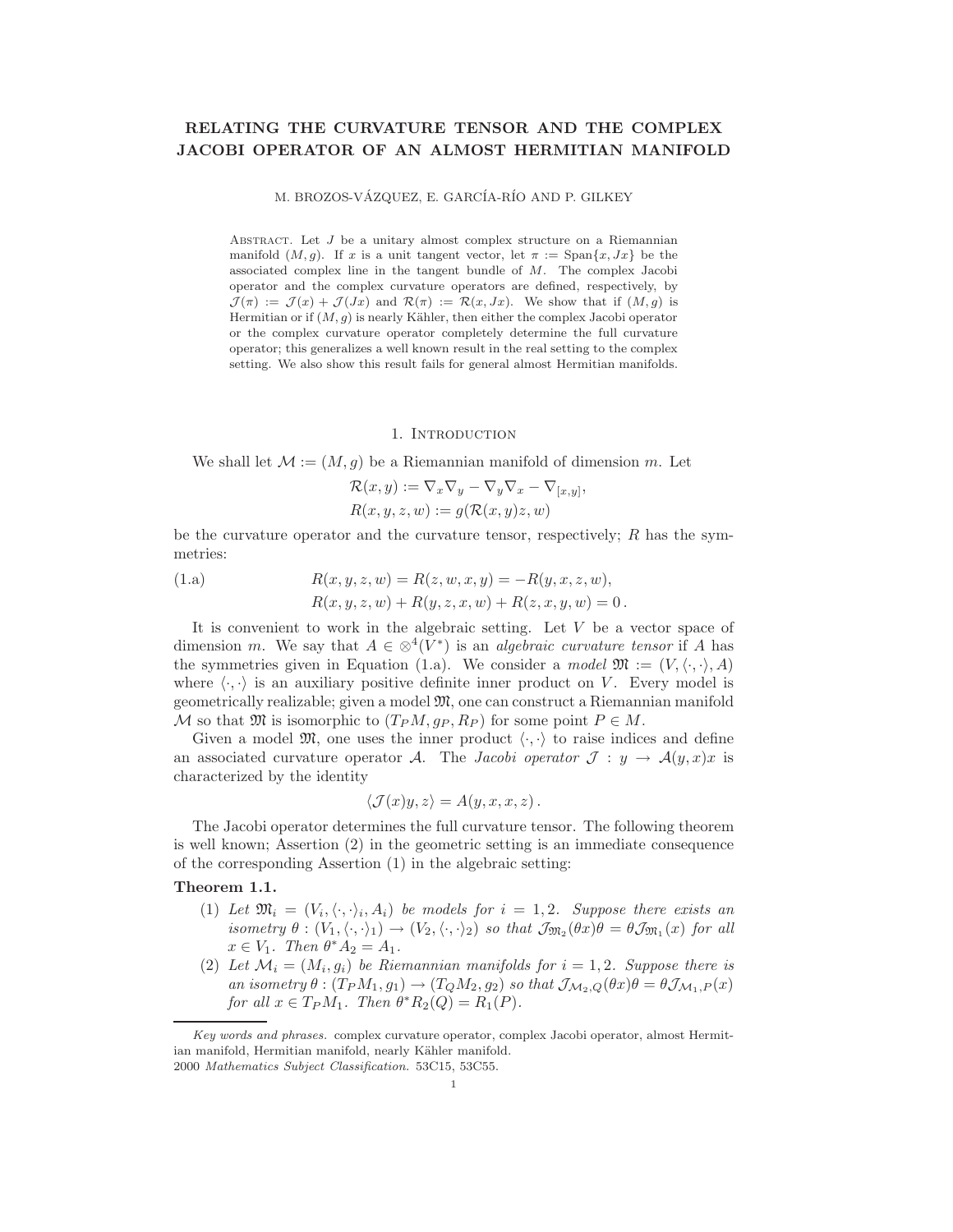# RELATING THE CURVATURE TENSOR AND THE COMPLEX JACOBI OPERATOR OF AN ALMOST HERMITIAN MANIFOLD

M. BROZOS-VÁZQUEZ, E. GARCÍA-RÍO AND P. GILKEY

Abstract. Let $J$ be a unitary almost complex structure on a Riemannian manifold $(M, g)$. If $x$ is a unit tangent vector, let $\pi := \operatorname{Span}\{x, Jx\}$ be the associated complex line in the tangent bundle of $M$. The complex Jacobi operator and the complex curvature operators are defined, respectively, by $\mathcal{J}(\pi) := \mathcal{J}(x) + \mathcal{J}(Jx)$ and $\mathcal{R}(\pi) := \mathcal{R}(x, Jx)$. We show that if $(M, g)$ is Hermitian or if $(M, g)$ is nearly Kähler, then either the complex Jacobi operator or the complex curvature operator completely determine the full curvature operator; this generalizes a well known result in the real setting to the complex setting. We also show this result fails for general almost Hermitian manifolds.

## 1. Introduction

We shall let $\mathcal{M} := (M, g)$ be a Riemannian manifold of dimension $m$. Let

$$\mathcal{R}(x, y) := \nabla_x \nabla_y - \nabla_y \nabla_x - \nabla_{[x,y]},$$
$$R(x, y, z, w) := g(\mathcal{R}(x, y)z, w)$$

be the curvature operator and the curvature tensor, respectively; $R$ has the symmetries:

$$\begin{aligned} &R(x, y, z, w) = R(z, w, x, y) = -R(y, x, z, w), \\ &R(x, y, z, w) + R(y, z, x, w) + R(z, x, y, w) = 0\,. \end{aligned} \tag{1.a}$$

It is convenient to work in the algebraic setting. Let $V$ be a vector space of dimension $m$. We say that $A \in \otimes^4(V^*)$ is an *algebraic curvature tensor* if $A$ has the symmetries given in Equation (1.a). We consider a *model* $\mathfrak{M} := (V, \langle\cdot,\cdot\rangle, A)$ where $\langle\cdot,\cdot\rangle$ is an auxiliary positive definite inner product on $V$. Every model is geometrically realizable; given a model $\mathfrak{M}$, one can construct a Riemannian manifold $\mathcal{M}$ so that $\mathfrak{M}$ is isomorphic to $(T_PM, g_P, R_P)$ for some point $P \in M$.

Given a model $\mathfrak{M}$, one uses the inner product $\langle\cdot,\cdot\rangle$ to raise indices and define an associated curvature operator $\mathcal{A}$. The *Jacobi operator* $\mathcal{J} : y \to \mathcal{A}(y, x)x$ is characterized by the identity

$$\langle \mathcal{J}(x)y, z\rangle = A(y, x, x, z)\,.$$

The Jacobi operator determines the full curvature tensor. The following theorem is well known; Assertion (2) in the geometric setting is an immediate consequence of the corresponding Assertion (1) in the algebraic setting:

**Theorem 1.1.**

1. *Let $\mathfrak{M}_i = (V_i, \langle\cdot,\cdot\rangle_i, A_i)$ be models for $i = 1, 2$. Suppose there exists an isometry $\theta : (V_1, \langle\cdot,\cdot\rangle_1) \to (V_2, \langle\cdot,\cdot\rangle_2)$ so that $\mathcal{J}_{\mathfrak{M}_2}(\theta x)\theta = \theta\mathcal{J}_{\mathfrak{M}_1}(x)$ for all $x \in V_1$. Then $\theta^*A_2 = A_1$.*
2. *Let $\mathcal{M}_i = (M_i, g_i)$ be Riemannian manifolds for $i = 1, 2$. Suppose there is an isometry $\theta : (T_PM_1, g_1) \to (T_QM_2, g_2)$ so that $\mathcal{J}_{\mathcal{M}_2,Q}(\theta x)\theta = \theta\mathcal{J}_{\mathcal{M}_1,P}(x)$ for all $x \in T_PM_1$. Then $\theta^*R_2(Q) = R_1(P)$.*

---

*Key words and phrases.* complex curvature operator, complex Jacobi operator, almost Hermitian manifold, Hermitian manifold, nearly Kähler manifold.

2000 *Mathematics Subject Classification.* 53C15, 53C55.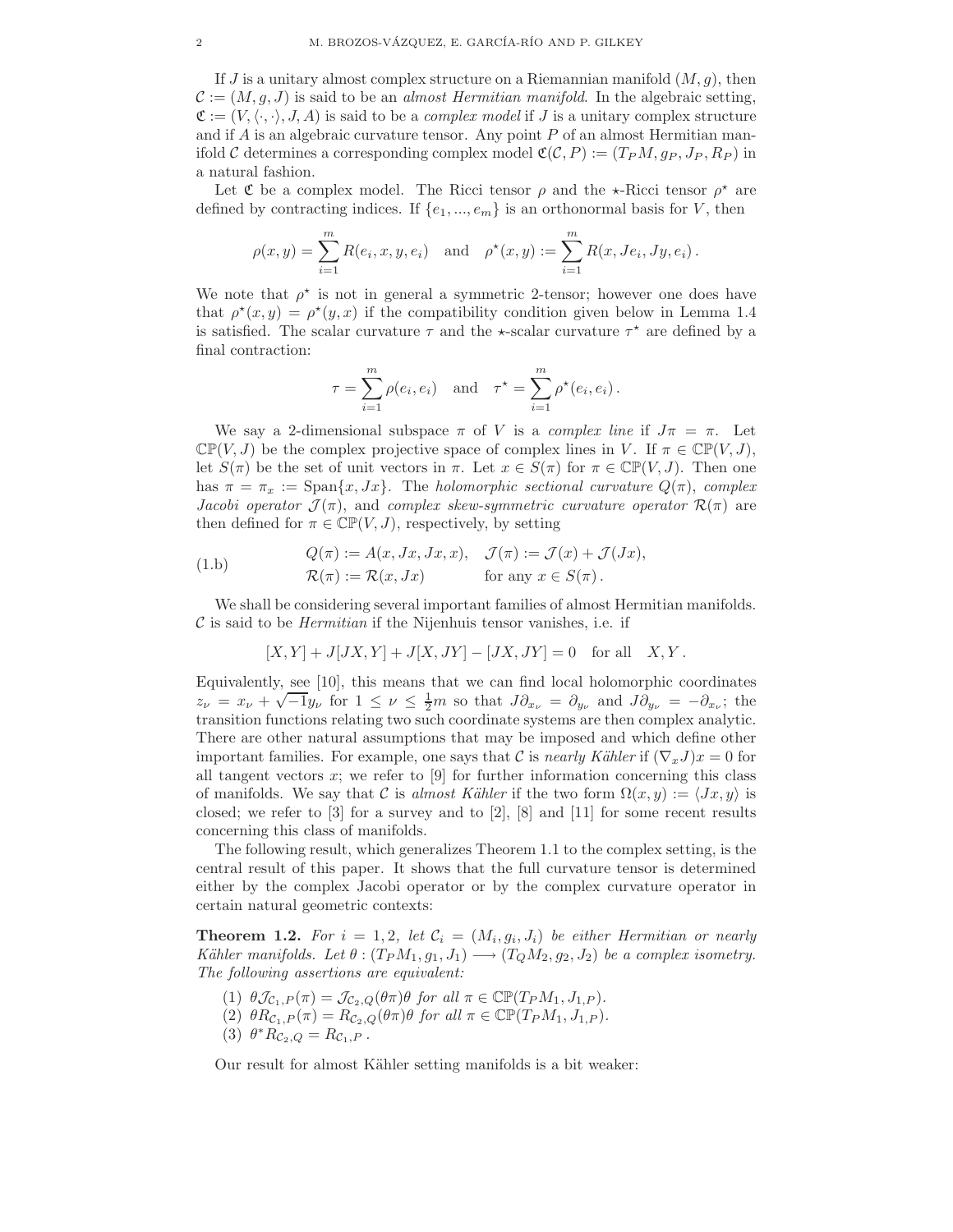If $J$ is a unitary almost complex structure on a Riemannian manifold $(M,g)$, then $\mathcal{C} := (M,g,J)$ is said to be an *almost Hermitian manifold*. In the algebraic setting, $\mathfrak{C} := (V, \langle\cdot,\cdot\rangle, J, A)$ is said to be a *complex model* if $J$ is a unitary complex structure and if $A$ is an algebraic curvature tensor. Any point $P$ of an almost Hermitian manifold $\mathcal{C}$ determines a corresponding complex model $\mathfrak{C}(\mathcal{C},P) := (T_PM, g_P, J_P, R_P)$ in a natural fashion.

Let $\mathfrak{C}$ be a complex model. The Ricci tensor $\rho$ and the $\star$-Ricci tensor $\rho^\star$ are defined by contracting indices. If $\{e_1,...,e_m\}$ is an orthonormal basis for $V$, then

$$\rho(x,y) = \sum_{i=1}^m R(e_i,x,y,e_i) \quad \text{and} \quad \rho^\star(x,y) := \sum_{i=1}^m R(x,Je_i,Jy,e_i)\,.$$

We note that $\rho^\star$ is not in general a symmetric 2-tensor; however one does have that $\rho^\star(x,y) = \rho^\star(y,x)$ if the compatibility condition given below in Lemma 1.4 is satisfied. The scalar curvature $\tau$ and the $\star$-scalar curvature $\tau^\star$ are defined by a final contraction:

$$\tau = \sum_{i=1}^m \rho(e_i,e_i) \quad \text{and} \quad \tau^\star = \sum_{i=1}^m \rho^\star(e_i,e_i)\,.$$

We say a 2-dimensional subspace $\pi$ of $V$ is a *complex line* if $J\pi = \pi$. Let $\mathbb{CP}(V,J)$ be the complex projective space of complex lines in $V$. If $\pi \in \mathbb{CP}(V,J)$, let $S(\pi)$ be the set of unit vectors in $\pi$. Let $x \in S(\pi)$ for $\pi \in \mathbb{CP}(V,J)$. Then one has $\pi = \pi_x := \operatorname{Span}\{x, Jx\}$. The *holomorphic sectional curvature* $Q(\pi)$, *complex Jacobi operator* $\mathcal{J}(\pi)$, and *complex skew-symmetric curvature operator* $\mathcal{R}(\pi)$ are then defined for $\pi \in \mathbb{CP}(V,J)$, respectively, by setting

$$\begin{aligned} &Q(\pi) := A(x,Jx,Jx,x), \quad \mathcal{J}(\pi) := \mathcal{J}(x) + \mathcal{J}(Jx), \\ &\mathcal{R}(\pi) := \mathcal{R}(x,Jx) \qquad\qquad \text{for any } x \in S(\pi)\,. \end{aligned} \tag{1.b}$$

We shall be considering several important families of almost Hermitian manifolds. $\mathcal{C}$ is said to be *Hermitian* if the Nijenhuis tensor vanishes, i.e. if

$$[X,Y] + J[JX,Y] + J[X,JY] - [JX,JY] = 0 \quad \text{for all} \quad X,Y\,.$$

Equivalently, see [10], this means that we can find local holomorphic coordinates $z_\nu = x_\nu + \sqrt{-1}y_\nu$ for $1 \le \nu \le \frac{1}{2}m$ so that $J\partial_{x_\nu} = \partial_{y_\nu}$ and $J\partial_{y_\nu} = -\partial_{x_\nu}$; the transition functions relating two such coordinate systems are then complex analytic. There are other natural assumptions that may be imposed and which define other important families. For example, one says that $\mathcal{C}$ is *nearly Kähler* if $(\nabla_x J)x = 0$ for all tangent vectors $x$; we refer to [9] for further information concerning this class of manifolds. We say that $\mathcal{C}$ is *almost Kähler* if the two form $\Omega(x,y) := \langle Jx, y\rangle$ is closed; we refer to [3] for a survey and to [2], [8] and [11] for some recent results concerning this class of manifolds.

The following result, which generalizes Theorem 1.1 to the complex setting, is the central result of this paper. It shows that the full curvature tensor is determined either by the complex Jacobi operator or by the complex curvature operator in certain natural geometric contexts:

**Theorem 1.2.** *For $i = 1,2$, let $\mathcal{C}_i = (M_i, g_i, J_i)$ be either Hermitian or nearly Kähler manifolds. Let $\theta : (T_PM_1, g_1, J_1) \longrightarrow (T_QM_2, g_2, J_2)$ be a complex isometry. The following assertions are equivalent:*

1. *$\theta\mathcal{J}_{\mathcal{C}_1,P}(\pi) = \mathcal{J}_{\mathcal{C}_2,Q}(\theta\pi)\theta$ for all $\pi \in \mathbb{CP}(T_PM_1, J_{1,P})$.*
2. *$\theta R_{\mathcal{C}_1,P}(\pi) = R_{\mathcal{C}_2,Q}(\theta\pi)\theta$ for all $\pi \in \mathbb{CP}(T_PM_1, J_{1,P})$.*
3. *$\theta^* R_{\mathcal{C}_2,Q} = R_{\mathcal{C}_1,P}$.*

Our result for almost Kähler setting manifolds is a bit weaker: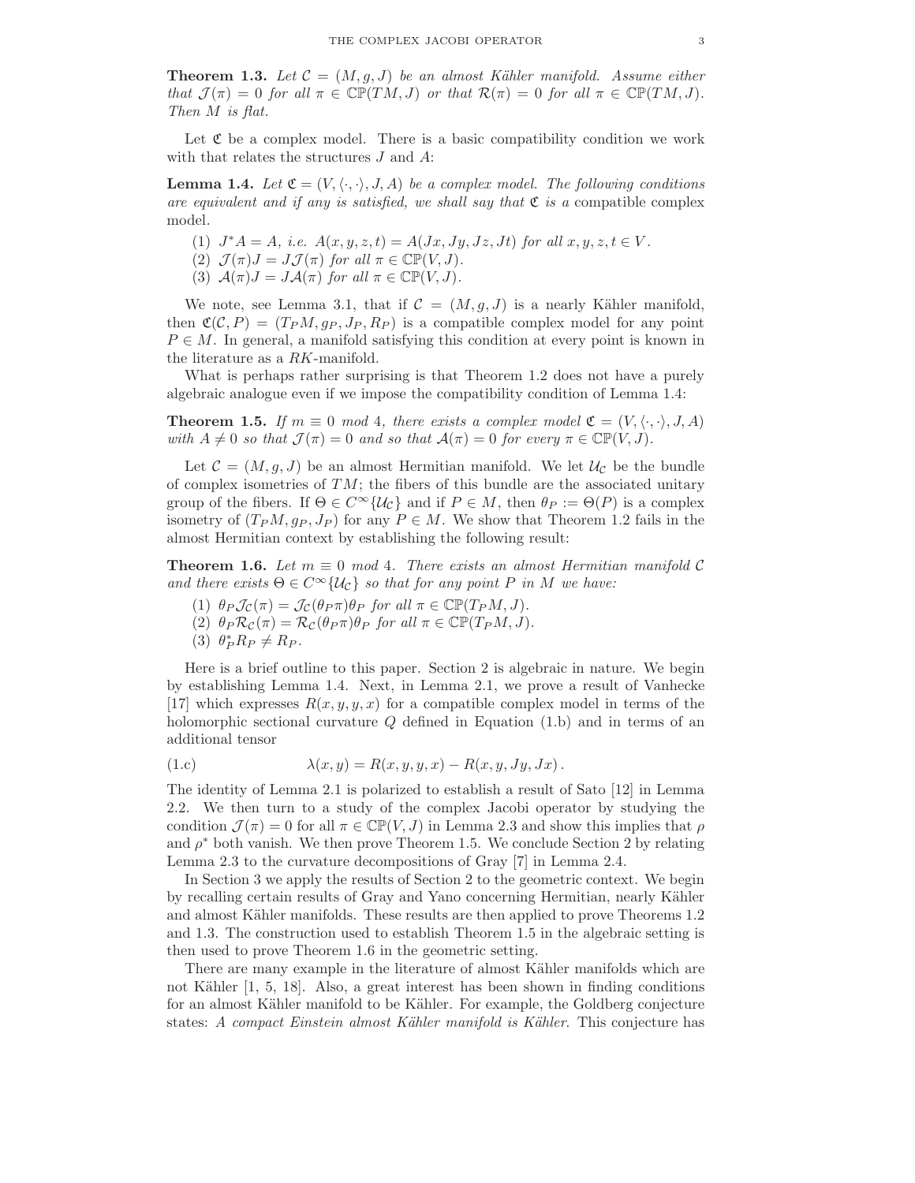**Theorem 1.3.** *Let $\mathcal{C} = (M, g, J)$ be an almost Kähler manifold. Assume either that $\mathcal{J}(\pi) = 0$ for all $\pi \in \mathbb{CP}(TM, J)$ or that $\mathcal{R}(\pi) = 0$ for all $\pi \in \mathbb{CP}(TM, J)$. Then $M$ is flat.*

Let $\mathfrak{C}$ be a complex model. There is a basic compatibility condition we work with that relates the structures $J$ and $A$:

**Lemma 1.4.** *Let $\mathfrak{C} = (V, \langle\cdot,\cdot\rangle, J, A)$ be a complex model. The following conditions are equivalent and if any is satisfied, we shall say that $\mathfrak{C}$ is a* compatible complex model*.*

1. *$J^*A = A$, i.e. $A(x, y, z, t) = A(Jx, Jy, Jz, Jt)$ for all $x, y, z, t \in V$.*
2. *$\mathcal{J}(\pi)J = J\mathcal{J}(\pi)$ for all $\pi \in \mathbb{CP}(V, J)$.*
3. *$\mathcal{A}(\pi)J = J\mathcal{A}(\pi)$ for all $\pi \in \mathbb{CP}(V, J)$.*

We note, see Lemma 3.1, that if $\mathcal{C} = (M, g, J)$ is a nearly Kähler manifold, then $\mathfrak{C}(\mathcal{C}, P) = (T_PM, g_P, J_P, R_P)$ is a compatible complex model for any point $P \in M$. In general, a manifold satisfying this condition at every point is known in the literature as a $RK$-manifold.

What is perhaps rather surprising is that Theorem 1.2 does not have a purely algebraic analogue even if we impose the compatibility condition of Lemma 1.4:

**Theorem 1.5.** *If $m \equiv 0$ mod 4, there exists a complex model $\mathfrak{C} = (V, \langle\cdot,\cdot\rangle, J, A)$ with $A \neq 0$ so that $\mathcal{J}(\pi) = 0$ and so that $\mathcal{A}(\pi) = 0$ for every $\pi \in \mathbb{CP}(V, J)$.*

Let $\mathcal{C} = (M, g, J)$ be an almost Hermitian manifold. We let $\mathcal{U}_{\mathcal{C}}$ be the bundle of complex isometries of $TM$; the fibers of this bundle are the associated unitary group of the fibers. If $\Theta \in C^\infty\{\mathcal{U}_{\mathcal{C}}\}$ and if $P \in M$, then $\theta_P := \Theta(P)$ is a complex isometry of $(T_PM, g_P, J_P)$ for any $P \in M$. We show that Theorem 1.2 fails in the almost Hermitian context by establishing the following result:

**Theorem 1.6.** *Let $m \equiv 0$ mod 4. There exists an almost Hermitian manifold $\mathcal{C}$ and there exists $\Theta \in C^\infty\{\mathcal{U}_{\mathcal{C}}\}$ so that for any point $P$ in $M$ we have:*

1. *$\theta_P\mathcal{J}_{\mathcal{C}}(\pi) = \mathcal{J}_{\mathcal{C}}(\theta_P\pi)\theta_P$ for all $\pi \in \mathbb{CP}(T_PM, J)$.*
2. *$\theta_P\mathcal{R}_{\mathcal{C}}(\pi) = \mathcal{R}_{\mathcal{C}}(\theta_P\pi)\theta_P$ for all $\pi \in \mathbb{CP}(T_PM, J)$.*
3. *$\theta_P^*R_P \neq R_P$.*

Here is a brief outline to this paper. Section 2 is algebraic in nature. We begin by establishing Lemma 1.4. Next, in Lemma 2.1, we prove a result of Vanhecke [17] which expresses $R(x, y, y, x)$ for a compatible complex model in terms of the holomorphic sectional curvature $Q$ defined in Equation (1.b) and in terms of an additional tensor

$$\lambda(x, y) = R(x, y, y, x) - R(x, y, Jy, Jx)\,. \tag{1.c}$$

The identity of Lemma 2.1 is polarized to establish a result of Sato [12] in Lemma 2.2. We then turn to a study of the complex Jacobi operator by studying the condition $\mathcal{J}(\pi) = 0$ for all $\pi \in \mathbb{CP}(V, J)$ in Lemma 2.3 and show this implies that $\rho$ and $\rho^*$ both vanish. We then prove Theorem 1.5. We conclude Section 2 by relating Lemma 2.3 to the curvature decompositions of Gray [7] in Lemma 2.4.

In Section 3 we apply the results of Section 2 to the geometric context. We begin by recalling certain results of Gray and Yano concerning Hermitian, nearly Kähler and almost Kähler manifolds. These results are then applied to prove Theorems 1.2 and 1.3. The construction used to establish Theorem 1.5 in the algebraic setting is then used to prove Theorem 1.6 in the geometric setting.

There are many example in the literature of almost Kähler manifolds which are not Kähler [1, 5, 18]. Also, a great interest has been shown in finding conditions for an almost Kähler manifold to be Kähler. For example, the Goldberg conjecture states: *A compact Einstein almost Kähler manifold is Kähler.* This conjecture has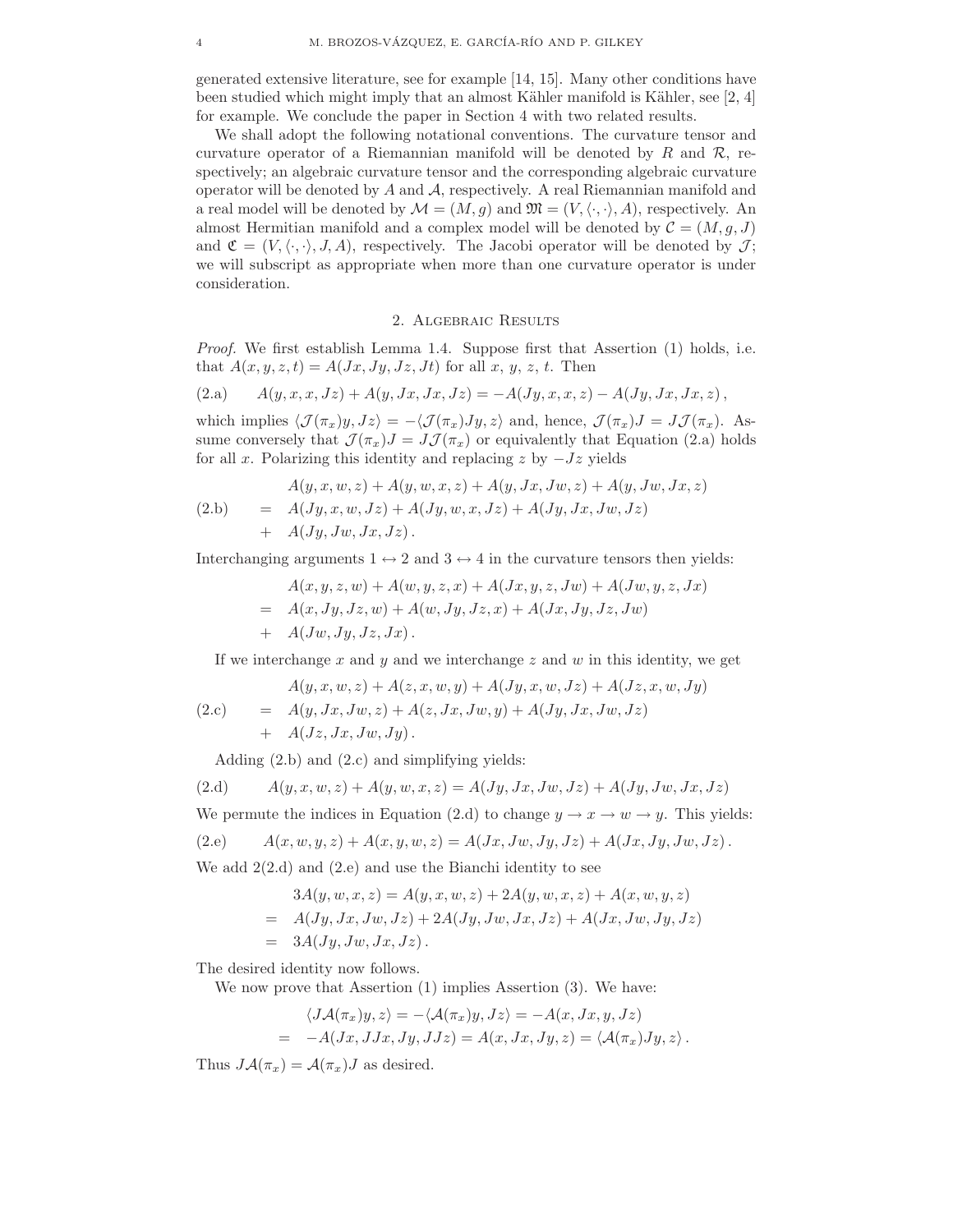generated extensive literature, see for example [14, 15]. Many other conditions have been studied which might imply that an almost Kähler manifold is Kähler, see [2, 4] for example. We conclude the paper in Section 4 with two related results.

We shall adopt the following notational conventions. The curvature tensor and curvature operator of a Riemannian manifold will be denoted by $R$ and $\mathcal{R}$, respectively; an algebraic curvature tensor and the corresponding algebraic curvature operator will be denoted by $A$ and $\mathcal{A}$, respectively. A real Riemannian manifold and a real model will be denoted by $\mathcal{M} = (M, g)$ and $\mathfrak{M} = (V, \langle\cdot,\cdot\rangle, A)$, respectively. An almost Hermitian manifold and a complex model will be denoted by $\mathcal{C} = (M, g, J)$ and $\mathfrak{C} = (V, \langle\cdot,\cdot\rangle, J, A)$, respectively. The Jacobi operator will be denoted by $\mathcal{J}$; we will subscript as appropriate when more than one curvature operator is under consideration.

## 2. Algebraic Results

*Proof.* We first establish Lemma 1.4. Suppose first that Assertion (1) holds, i.e. that $A(x, y, z, t) = A(Jx, Jy, Jz, Jt)$ for all $x$, $y$, $z$, $t$. Then

$$A(y, x, x, Jz) + A(y, Jx, Jx, Jz) = -A(Jy, x, x, z) - A(Jy, Jx, Jx, z)\,, \tag{2.a}$$

which implies $\langle \mathcal{J}(\pi_x)y, Jz\rangle = -\langle \mathcal{J}(\pi_x)Jy, z\rangle$ and, hence, $\mathcal{J}(\pi_x)J = J\mathcal{J}(\pi_x)$. Assume conversely that $\mathcal{J}(\pi_x)J = J\mathcal{J}(\pi_x)$ or equivalently that Equation (2.a) holds for all $x$. Polarizing this identity and replacing $z$ by $-Jz$ yields

$$\begin{aligned} &A(y, x, w, z) + A(y, w, x, z) + A(y, Jx, Jw, z) + A(y, Jw, Jx, z) \\ = \;& A(Jy, x, w, Jz) + A(Jy, w, x, Jz) + A(Jy, Jx, Jw, Jz) \\ + \;& A(Jy, Jw, Jx, Jz)\,. \end{aligned} \tag{2.b}$$

Interchanging arguments $1 \leftrightarrow 2$ and $3 \leftrightarrow 4$ in the curvature tensors then yields:

$$\begin{aligned} &A(x, y, z, w) + A(w, y, z, x) + A(Jx, y, z, Jw) + A(Jw, y, z, Jx) \\ = \;& A(x, Jy, Jz, w) + A(w, Jy, Jz, x) + A(Jx, Jy, Jz, Jw) \\ + \;& A(Jw, Jy, Jz, Jx)\,. \end{aligned}$$

If we interchange $x$ and $y$ and we interchange $z$ and $w$ in this identity, we get

$$\begin{aligned} &A(y, x, w, z) + A(z, x, w, y) + A(Jy, x, w, Jz) + A(Jz, x, w, Jy) \\ = \;& A(y, Jx, Jw, z) + A(z, Jx, Jw, y) + A(Jy, Jx, Jw, Jz) \\ + \;& A(Jz, Jx, Jw, Jy)\,. \end{aligned} \tag{2.c}$$

Adding (2.b) and (2.c) and simplifying yields:

$$A(y, x, w, z) + A(y, w, x, z) = A(Jy, Jx, Jw, Jz) + A(Jy, Jw, Jx, Jz) \tag{2.d}$$

We permute the indices in Equation (2.d) to change $y \to x \to w \to y$. This yields:

$$A(x, w, y, z) + A(x, y, w, z) = A(Jx, Jw, Jy, Jz) + A(Jx, Jy, Jw, Jz)\,. \tag{2.e}$$

We add 2(2.d) and (2.e) and use the Bianchi identity to see

$$\begin{aligned} &3A(y, w, x, z) = A(y, x, w, z) + 2A(y, w, x, z) + A(x, w, y, z) \\ = \;& A(Jy, Jx, Jw, Jz) + 2A(Jy, Jw, Jx, Jz) + A(Jx, Jw, Jy, Jz) \\ = \;& 3A(Jy, Jw, Jx, Jz)\,. \end{aligned}$$

The desired identity now follows.

We now prove that Assertion (1) implies Assertion (3). We have:

$$\begin{aligned} &\langle J\mathcal{A}(\pi_x)y, z\rangle = -\langle \mathcal{A}(\pi_x)y, Jz\rangle = -A(x, Jx, y, Jz) \\ = \;& -A(Jx, JJx, Jy, JJz) = A(x, Jx, Jy, z) = \langle \mathcal{A}(\pi_x)Jy, z\rangle\,. \end{aligned}$$

Thus $J\mathcal{A}(\pi_x) = \mathcal{A}(\pi_x)J$ as desired.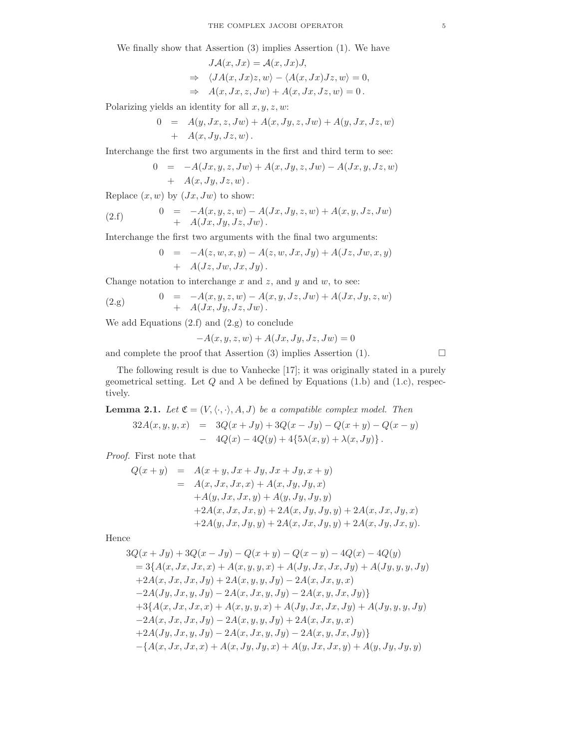We finally show that Assertion (3) implies Assertion (1). We have

$$
\begin{aligned}
&J\mathcal{A}(x,Jx)=\mathcal{A}(x,Jx)J,\\
\Rightarrow\quad &\langle J\mathcal{A}(x,Jx)z,w\rangle-\langle \mathcal{A}(x,Jx)Jz,w\rangle=0,\\
\Rightarrow\quad &A(x,Jx,z,Jw)+A(x,Jx,Jz,w)=0\,.
\end{aligned}
$$

Polarizing yields an identity for all $x,y,z,w$:

$$
\begin{aligned}
0 &= A(y,Jx,z,Jw)+A(x,Jy,z,Jw)+A(y,Jx,Jz,w)\\
&+ A(x,Jy,Jz,w)\,.
\end{aligned}
$$

Interchange the first two arguments in the first and third term to see:

$$
\begin{aligned}
0 &= -A(Jx,y,z,Jw)+A(x,Jy,z,Jw)-A(Jx,y,Jz,w)\\
&+ A(x,Jy,Jz,w)\,.
\end{aligned}
$$

Replace $(x,w)$ by $(Jx,Jw)$ to show:

$$
\begin{aligned}
0 &= -A(x,y,z,w)-A(Jx,Jy,z,w)+A(x,y,Jz,Jw)\\
&+ A(Jx,Jy,Jz,Jw)\,.
\end{aligned}
\tag{2.f}
$$

Interchange the first two arguments with the final two arguments:

$$
\begin{aligned}
0 &= -A(z,w,x,y)-A(z,w,Jx,Jy)+A(Jz,Jw,x,y)\\
&+ A(Jz,Jw,Jx,Jy)\,.
\end{aligned}
$$

Change notation to interchange $x$ and $z$, and $y$ and $w$, to see:

$$
\begin{aligned}
0 &= -A(x,y,z,w)-A(x,y,Jz,Jw)+A(Jx,Jy,z,w)\\
&+ A(Jx,Jy,Jz,Jw)\,.
\end{aligned}
\tag{2.g}
$$

We add Equations (2.f) and (2.g) to conclude

$$
-A(x,y,z,w)+A(Jx,Jy,Jz,Jw)=0
$$

and complete the proof that Assertion (3) implies Assertion (1). □

The following result is due to Vanhecke [17]; it was originally stated in a purely geometrical setting. Let $Q$ and $\lambda$ be defined by Equations (1.b) and (1.c), respectively.

**Lemma 2.1.** *Let $\mathfrak{C}=(V,\langle\cdot,\cdot\rangle,A,J)$ be a compatible complex model. Then*

$$
\begin{aligned}
32A(x,y,y,x) &= 3Q(x+Jy)+3Q(x-Jy)-Q(x+y)-Q(x-y)\\
&- 4Q(x)-4Q(y)+4\{5\lambda(x,y)+\lambda(x,Jy)\}\,.
\end{aligned}
$$

*Proof.* First note that

$$
\begin{aligned}
Q(x+y) &= A(x+y,Jx+Jy,Jx+Jy,x+y)\\
&= A(x,Jx,Jx,x)+A(x,Jy,Jy,x)\\
&\quad +A(y,Jx,Jx,y)+A(y,Jy,Jy,y)\\
&\quad +2A(x,Jx,Jx,y)+2A(x,Jy,Jy,y)+2A(x,Jx,Jy,x)\\
&\quad +2A(y,Jx,Jy,y)+2A(x,Jx,Jy,y)+2A(x,Jy,Jx,y).
\end{aligned}
$$

Hence

$$
\begin{aligned}
&3Q(x+Jy)+3Q(x-Jy)-Q(x+y)-Q(x-y)-4Q(x)-4Q(y)\\
&=3\{A(x,Jx,Jx,x)+A(x,y,y,x)+A(Jy,Jx,Jx,Jy)+A(Jy,y,y,Jy)\\
&+2A(x,Jx,Jx,Jy)+2A(x,y,y,Jy)-2A(x,Jx,y,x)\\
&-2A(Jy,Jx,y,Jy)-2A(x,Jx,y,Jy)-2A(x,y,Jx,Jy)\}\\
&+3\{A(x,Jx,Jx,x)+A(x,y,y,x)+A(Jy,Jx,Jx,Jy)+A(Jy,y,y,Jy)\\
&-2A(x,Jx,Jx,Jy)-2A(x,y,y,Jy)+2A(x,Jx,y,x)\\
&+2A(Jy,Jx,y,Jy)-2A(x,Jx,y,Jy)-2A(x,y,Jx,Jy)\}\\
&-\{A(x,Jx,Jx,x)+A(x,Jy,Jy,x)+A(y,Jx,Jx,y)+A(y,Jy,Jy,y)
\end{aligned}
$$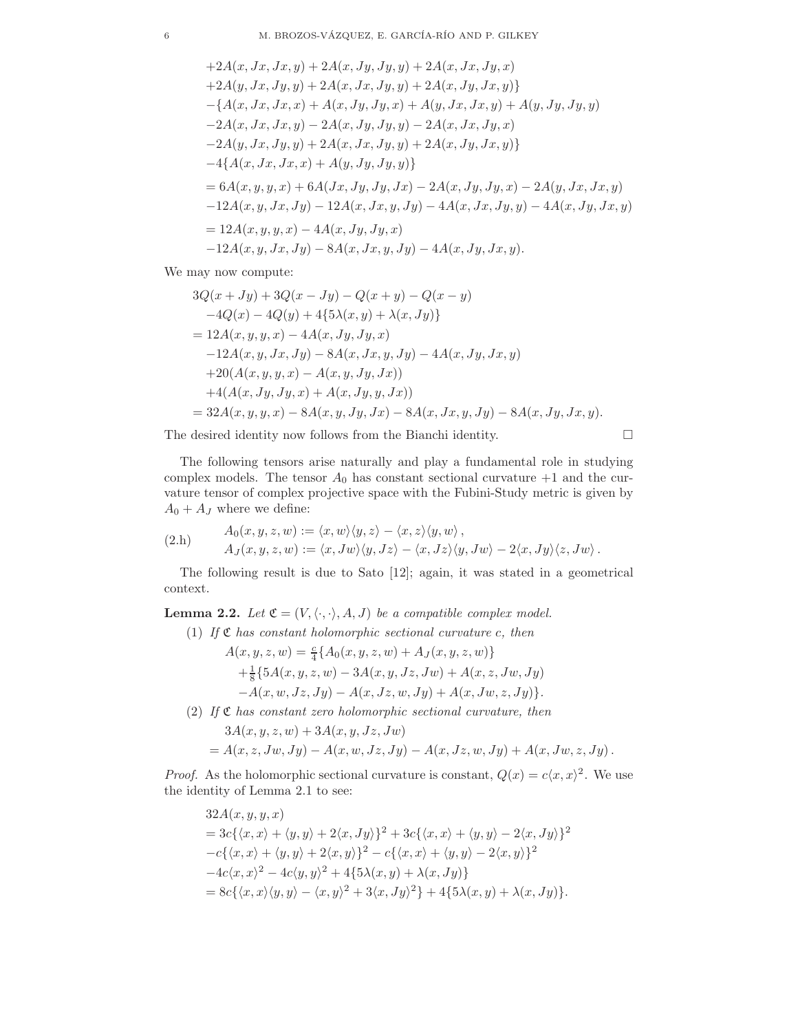$$
\begin{aligned}
&+2A(x,Jx,Jx,y)+2A(x,Jy,Jy,y)+2A(x,Jx,Jy,x)\\
&+2A(y,Jx,Jy,y)+2A(x,Jx,Jy,y)+2A(x,Jy,Jx,y)\}\\
&-\{A(x,Jx,Jx,x)+A(x,Jy,Jy,x)+A(y,Jx,Jx,y)+A(y,Jy,Jy,y)\\
&-2A(x,Jx,Jx,y)-2A(x,Jy,Jy,y)-2A(x,Jx,Jy,x)\\
&-2A(y,Jx,Jy,y)+2A(x,Jx,Jy,y)+2A(x,Jy,Jx,y)\}\\
&-4\{A(x,Jx,Jx,x)+A(y,Jy,Jy,y)\}\\
&=6A(x,y,y,x)+6A(Jx,Jy,Jy,Jx)-2A(x,Jy,Jy,x)-2A(y,Jx,Jx,y)\\
&-12A(x,y,Jx,Jy)-12A(x,Jx,y,Jy)-4A(x,Jx,Jy,y)-4A(x,Jy,Jx,y)\\
&=12A(x,y,y,x)-4A(x,Jy,Jy,x)\\
&-12A(x,y,Jx,Jy)-8A(x,Jx,y,Jy)-4A(x,Jy,Jx,y).
\end{aligned}
$$

We may now compute:

$$
\begin{aligned}
&3Q(x+Jy)+3Q(x-Jy)-Q(x+y)-Q(x-y)\\
&\quad-4Q(x)-4Q(y)+4\{5\lambda(x,y)+\lambda(x,Jy)\}\\
&=12A(x,y,y,x)-4A(x,Jy,Jy,x)\\
&\quad-12A(x,y,Jx,Jy)-8A(x,Jx,y,Jy)-4A(x,Jy,Jx,y)\\
&\quad+20(A(x,y,y,x)-A(x,y,Jy,Jx))\\
&\quad+4(A(x,Jy,Jy,x)+A(x,Jy,y,Jx))\\
&=32A(x,y,y,x)-8A(x,y,Jy,Jx)-8A(x,Jx,y,Jy)-8A(x,Jy,Jx,y).
\end{aligned}
$$

The desired identity now follows from the Bianchi identity. □

The following tensors arise naturally and play a fundamental role in studying complex models. The tensor $A_0$ has constant sectional curvature $+1$ and the curvature tensor of complex projective space with the Fubini-Study metric is given by $A_0+A_J$ where we define:

$$
\begin{aligned}
&A_0(x,y,z,w):=\langle x,w\rangle\langle y,z\rangle-\langle x,z\rangle\langle y,w\rangle\,,\\
&A_J(x,y,z,w):=\langle x,Jw\rangle\langle y,Jz\rangle-\langle x,Jz\rangle\langle y,Jw\rangle-2\langle x,Jy\rangle\langle z,Jw\rangle\,.
\end{aligned}
\tag{2.h}
$$

The following result is due to Sato [12]; again, it was stated in a geometrical context.

**Lemma 2.2.** *Let $\mathfrak{C}=(V,\langle\cdot,\cdot\rangle,A,J)$ be a compatible complex model.*

(1) *If $\mathfrak{C}$ has constant holomorphic sectional curvature $c$, then*

$$
\begin{aligned}
A(x,y,z,w)&=\tfrac{c}{4}\{A_0(x,y,z,w)+A_J(x,y,z,w)\}\\
&+\tfrac{1}{8}\{5A(x,y,z,w)-3A(x,y,Jz,Jw)+A(x,z,Jw,Jy)\\
&-A(x,w,Jz,Jy)-A(x,Jz,w,Jy)+A(x,Jw,z,Jy)\}.
\end{aligned}
$$

(2) *If $\mathfrak{C}$ has constant zero holomorphic sectional curvature, then*

$$
\begin{aligned}
&3A(x,y,z,w)+3A(x,y,Jz,Jw)\\
&=A(x,z,Jw,Jy)-A(x,w,Jz,Jy)-A(x,Jz,w,Jy)+A(x,Jw,z,Jy)\,.
\end{aligned}
$$

*Proof.* As the holomorphic sectional curvature is constant, $Q(x)=c\langle x,x\rangle^2$. We use the identity of Lemma 2.1 to see:

$$
\begin{aligned}
&32A(x,y,y,x)\\
&=3c\{\langle x,x\rangle+\langle y,y\rangle+2\langle x,Jy\rangle\}^2+3c\{\langle x,x\rangle+\langle y,y\rangle-2\langle x,Jy\rangle\}^2\\
&-c\{\langle x,x\rangle+\langle y,y\rangle+2\langle x,y\rangle\}^2-c\{\langle x,x\rangle+\langle y,y\rangle-2\langle x,y\rangle\}^2\\
&-4c\langle x,x\rangle^2-4c\langle y,y\rangle^2+4\{5\lambda(x,y)+\lambda(x,Jy)\}\\
&=8c\{\langle x,x\rangle\langle y,y\rangle-\langle x,y\rangle^2+3\langle x,Jy\rangle^2\}+4\{5\lambda(x,y)+\lambda(x,Jy)\}.
\end{aligned}
$$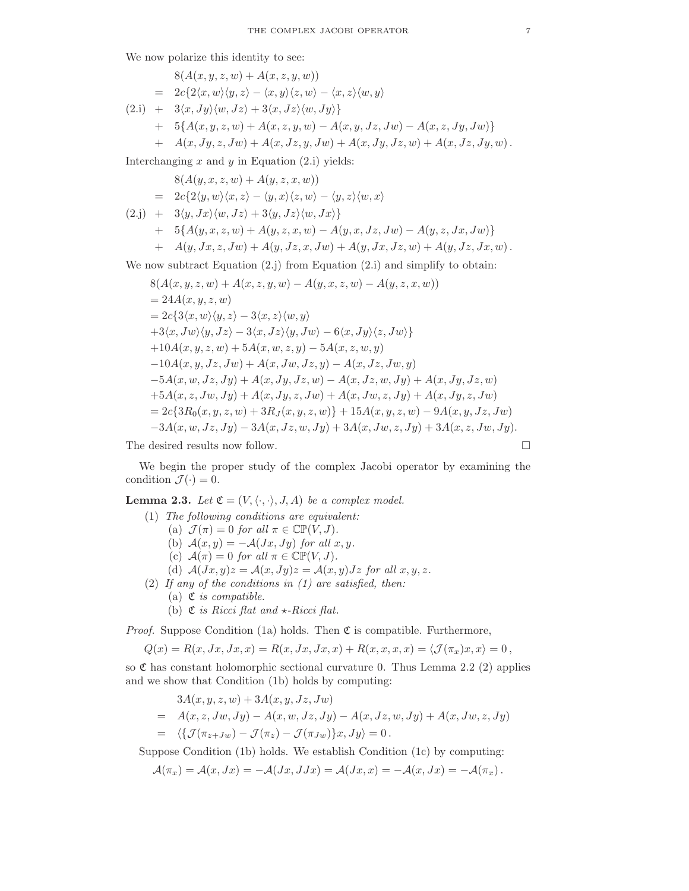We now polarize this identity to see:

$$
\begin{aligned}
& 8(A(x,y,z,w)+A(x,z,y,w)) \\
=\;& 2c\{2\langle x,w\rangle\langle y,z\rangle-\langle x,y\rangle\langle z,w\rangle-\langle x,z\rangle\langle w,y\rangle \\
\text{(2.i)}\quad +\;& 3\langle x,Jy\rangle\langle w,Jz\rangle+3\langle x,Jz\rangle\langle w,Jy\rangle\} \\
+\;& 5\{A(x,y,z,w)+A(x,z,y,w)-A(x,y,Jz,Jw)-A(x,z,Jy,Jw)\} \\
+\;& A(x,Jy,z,Jw)+A(x,Jz,y,Jw)+A(x,Jy,Jz,w)+A(x,Jz,Jy,w)\,.
\end{aligned}
$$

Interchanging $x$ and $y$ in Equation (2.i) yields:

$$
\begin{aligned}
& 8(A(y,x,z,w)+A(y,z,x,w)) \\
=\;& 2c\{2\langle y,w\rangle\langle x,z\rangle-\langle y,x\rangle\langle z,w\rangle-\langle y,z\rangle\langle w,x\rangle \\
\text{(2.j)}\quad +\;& 3\langle y,Jx\rangle\langle w,Jz\rangle+3\langle y,Jz\rangle\langle w,Jx\rangle\} \\
+\;& 5\{A(y,x,z,w)+A(y,z,x,w)-A(y,x,Jz,Jw)-A(y,z,Jx,Jw)\} \\
+\;& A(y,Jx,z,Jw)+A(y,Jz,x,Jw)+A(y,Jx,Jz,w)+A(y,Jz,Jx,w)\,.
\end{aligned}
$$

We now subtract Equation (2.j) from Equation (2.i) and simplify to obtain:

$$
\begin{aligned}
& 8(A(x,y,z,w)+A(x,z,y,w)-A(y,x,z,w)-A(y,z,x,w)) \\
&=24A(x,y,z,w) \\
&=2c\{3\langle x,w\rangle\langle y,z\rangle-3\langle x,z\rangle\langle w,y\rangle \\
&+3\langle x,Jw\rangle\langle y,Jz\rangle-3\langle x,Jz\rangle\langle y,Jw\rangle-6\langle x,Jy\rangle\langle z,Jw\rangle\} \\
&+10A(x,y,z,w)+5A(x,w,z,y)-5A(x,z,w,y) \\
&-10A(x,y,Jz,Jw)+A(x,Jw,Jz,y)-A(x,Jz,Jw,y) \\
&-5A(x,w,Jz,Jy)+A(x,Jy,Jz,w)-A(x,Jz,w,Jy)+A(x,Jy,Jz,w) \\
&+5A(x,z,Jw,Jy)+A(x,Jy,z,Jw)+A(x,Jw,z,Jy)+A(x,Jy,z,Jw) \\
&=2c\{3R_0(x,y,z,w)+3R_J(x,y,z,w)\}+15A(x,y,z,w)-9A(x,y,Jz,Jw) \\
&-3A(x,w,Jz,Jy)-3A(x,Jz,w,Jy)+3A(x,Jw,z,Jy)+3A(x,z,Jw,Jy).
\end{aligned}
$$

The desired results now follow. □

We begin the proper study of the complex Jacobi operator by examining the condition $\mathcal{J}(\cdot)=0$.

**Lemma 2.3.** *Let $\mathfrak{C}=(V,\langle\cdot,\cdot\rangle,J,A)$ be a complex model.*

1. *The following conditions are equivalent:*
   - (a) *$\mathcal{J}(\pi)=0$ for all $\pi\in\mathbb{CP}(V,J)$.*
   - (b) *$\mathcal{A}(x,y)=-\mathcal{A}(Jx,Jy)$ for all $x,y$.*
   - (c) *$\mathcal{A}(\pi)=0$ for all $\pi\in\mathbb{CP}(V,J)$.*
   - (d) *$\mathcal{A}(Jx,y)z=\mathcal{A}(x,Jy)z=\mathcal{A}(x,y)Jz$ for all $x,y,z$.*
2. *If any of the conditions in (1) are satisfied, then:*
   - (a) *$\mathfrak{C}$ is compatible.*
   - (b) *$\mathfrak{C}$ is Ricci flat and $\star$-Ricci flat.*

*Proof.* Suppose Condition (1a) holds. Then $\mathfrak{C}$ is compatible. Furthermore,

$$Q(x)=R(x,Jx,Jx,x)=R(x,Jx,Jx,x)+R(x,x,x,x)=\langle\mathcal{J}(\pi_x)x,x\rangle=0\,,$$

so $\mathfrak{C}$ has constant holomorphic sectional curvature 0. Thus Lemma 2.2 (2) applies and we show that Condition (1b) holds by computing:

$$
\begin{aligned}
& 3A(x,y,z,w)+3A(x,y,Jz,Jw) \\
=\;& A(x,z,Jw,Jy)-A(x,w,Jz,Jy)-A(x,Jz,w,Jy)+A(x,Jw,z,Jy) \\
=\;& \langle\{\mathcal{J}(\pi_{z+Jw})-\mathcal{J}(\pi_z)-\mathcal{J}(\pi_{Jw})\}x,Jy\rangle=0\,.
\end{aligned}
$$

Suppose Condition (1b) holds. We establish Condition (1c) by computing:

$$\mathcal{A}(\pi_x)=\mathcal{A}(x,Jx)=-\mathcal{A}(Jx,JJx)=\mathcal{A}(Jx,x)=-\mathcal{A}(x,Jx)=-\mathcal{A}(\pi_x)\,.$$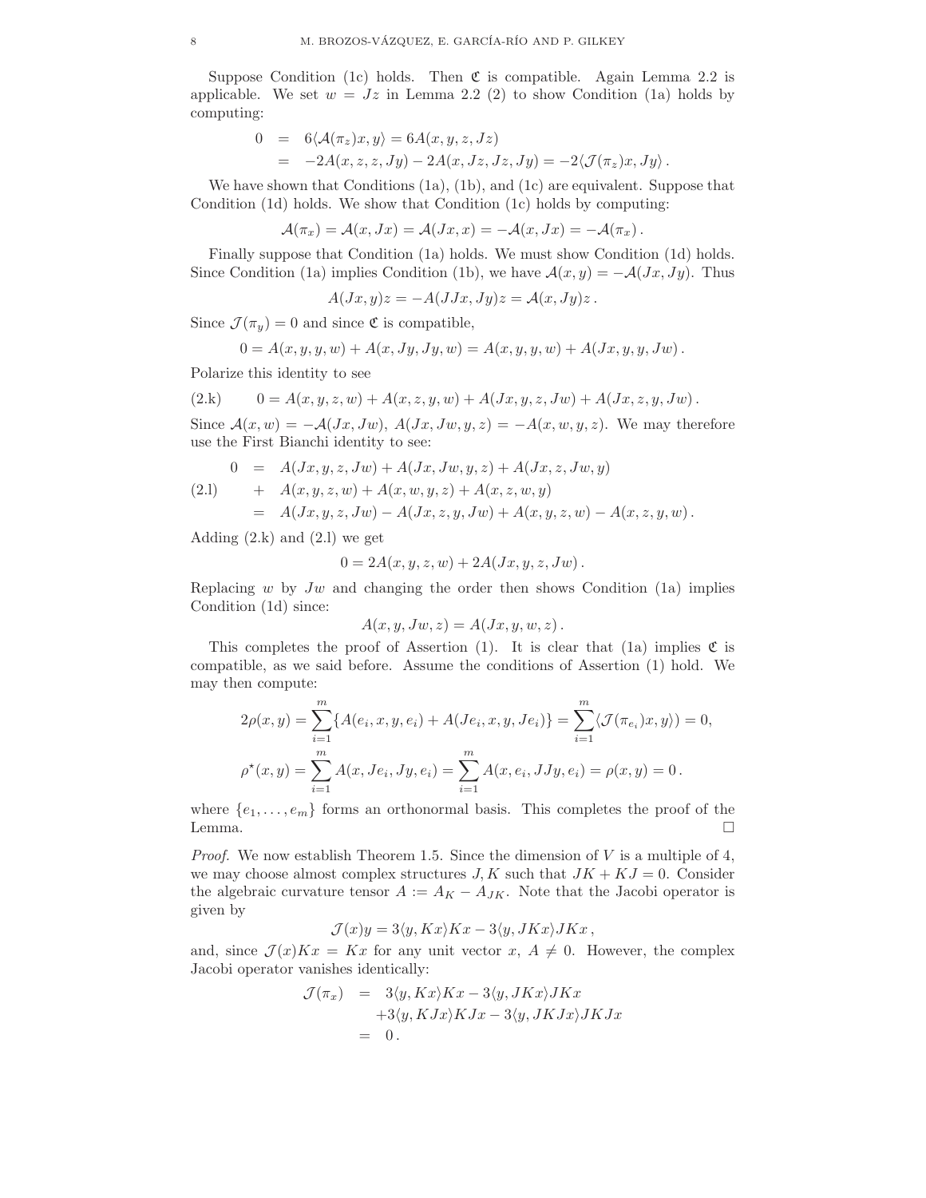Suppose Condition (1c) holds. Then $\mathfrak{C}$ is compatible. Again Lemma 2.2 is applicable. We set $w = Jz$ in Lemma 2.2 (2) to show Condition (1a) holds by computing:

$$
\begin{aligned}
0 &= 6\langle \mathcal{A}(\pi_z)x, y\rangle = 6A(x, y, z, Jz) \\
&= -2A(x, z, z, Jy) - 2A(x, Jz, Jz, Jy) = -2\langle \mathcal{J}(\pi_z)x, Jy\rangle \,.
\end{aligned}
$$

We have shown that Conditions (1a), (1b), and (1c) are equivalent. Suppose that Condition (1d) holds. We show that Condition (1c) holds by computing:

$$
\mathcal{A}(\pi_x) = \mathcal{A}(x, Jx) = \mathcal{A}(Jx, x) = -\mathcal{A}(x, Jx) = -\mathcal{A}(\pi_x)\,.
$$

Finally suppose that Condition (1a) holds. We must show Condition (1d) holds. Since Condition (1a) implies Condition (1b), we have $\mathcal{A}(x, y) = -\mathcal{A}(Jx, Jy)$. Thus

$$
A(Jx, y)z = -A(JJx, Jy)z = \mathcal{A}(x, Jy)z\,.
$$

Since $\mathcal{J}(\pi_y) = 0$ and since $\mathfrak{C}$ is compatible,

$$
0 = A(x, y, y, w) + A(x, Jy, Jy, w) = A(x, y, y, w) + A(Jx, y, y, Jw)\,.
$$

Polarize this identity to see

$$
0 = A(x, y, z, w) + A(x, z, y, w) + A(Jx, y, z, Jw) + A(Jx, z, y, Jw)\,. \tag{2.k}
$$

Since $\mathcal{A}(x, w) = -\mathcal{A}(Jx, Jw)$, $A(Jx, Jw, y, z) = -A(x, w, y, z)$. We may therefore use the First Bianchi identity to see:

$$
\begin{aligned}
0 &= A(Jx, y, z, Jw) + A(Jx, Jw, y, z) + A(Jx, z, Jw, y) \\
&\quad + A(x, y, z, w) + A(x, w, y, z) + A(x, z, w, y) \\
&= A(Jx, y, z, Jw) - A(Jx, z, y, Jw) + A(x, y, z, w) - A(x, z, y, w)\,.
\end{aligned} \tag{2.l}
$$

Adding (2.k) and (2.l) we get

$$
0 = 2A(x, y, z, w) + 2A(Jx, y, z, Jw)\,.
$$

Replacing $w$ by $Jw$ and changing the order then shows Condition (1a) implies Condition (1d) since:

$$
A(x, y, Jw, z) = A(Jx, y, w, z)\,.
$$

This completes the proof of Assertion (1). It is clear that (1a) implies $\mathfrak{C}$ is compatible, as we said before. Assume the conditions of Assertion (1) hold. We may then compute:

$$
\begin{aligned}
2\rho(x, y) &= \sum_{i=1}^{m}\{A(e_i, x, y, e_i) + A(Je_i, x, y, Je_i)\} = \sum_{i=1}^{m}\langle \mathcal{J}(\pi_{e_i})x, y\rangle) = 0, \\
\rho^\star(x, y) &= \sum_{i=1}^{m} A(x, Je_i, Jy, e_i) = \sum_{i=1}^{m} A(x, e_i, JJy, e_i) = \rho(x, y) = 0\,.
\end{aligned}
$$

where $\{e_1, \ldots, e_m\}$ forms an orthonormal basis. This completes the proof of the Lemma. □

*Proof.* We now establish Theorem 1.5. Since the dimension of $V$ is a multiple of 4, we may choose almost complex structures $J, K$ such that $JK + KJ = 0$. Consider the algebraic curvature tensor $A := A_K - A_{JK}$. Note that the Jacobi operator is given by

$$
\mathcal{J}(x)y = 3\langle y, Kx\rangle Kx - 3\langle y, JKx\rangle JKx\,,
$$

and, since $\mathcal{J}(x)Kx = Kx$ for any unit vector $x$, $A \neq 0$. However, the complex Jacobi operator vanishes identically:

$$
\begin{aligned}
\mathcal{J}(\pi_x) &= 3\langle y, Kx\rangle Kx - 3\langle y, JKx\rangle JKx \\
&\quad + 3\langle y, KJx\rangle KJx - 3\langle y, JKJx\rangle JKJx \\
&= 0\,.
\end{aligned}
$$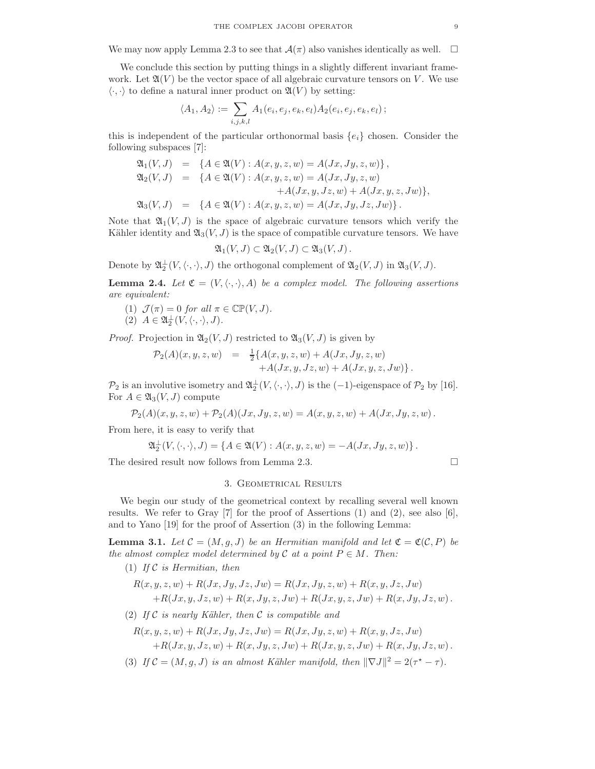We may now apply Lemma 2.3 to see that $\mathcal{A}(\pi)$ also vanishes identically as well. $\square$

We conclude this section by putting things in a slightly different invariant framework. Let $\mathfrak{A}(V)$ be the vector space of all algebraic curvature tensors on $V$. We use $\langle\cdot,\cdot\rangle$ to define a natural inner product on $\mathfrak{A}(V)$ by setting:

$$\langle A_1, A_2\rangle := \sum_{i,j,k,l} A_1(e_i, e_j, e_k, e_l) A_2(e_i, e_j, e_k, e_l)\,;$$

this is independent of the particular orthonormal basis $\{e_i\}$ chosen. Consider the following subspaces [7]:

$$\begin{aligned}
\mathfrak{A}_1(V,J) &= \{A \in \mathfrak{A}(V) : A(x,y,z,w) = A(Jx,Jy,z,w)\}\,,\\
\mathfrak{A}_2(V,J) &= \{A \in \mathfrak{A}(V) : A(x,y,z,w) = A(Jx,Jy,z,w)\\
&\qquad\qquad + A(Jx,y,Jz,w) + A(Jx,y,z,Jw)\},\\
\mathfrak{A}_3(V,J) &= \{A \in \mathfrak{A}(V) : A(x,y,z,w) = A(Jx,Jy,Jz,Jw)\}\,.
\end{aligned}$$

Note that $\mathfrak{A}_1(V,J)$ is the space of algebraic curvature tensors which verify the Kähler identity and $\mathfrak{A}_3(V,J)$ is the space of compatible curvature tensors. We have

$$\mathfrak{A}_1(V,J) \subset \mathfrak{A}_2(V,J) \subset \mathfrak{A}_3(V,J)\,.$$

Denote by $\mathfrak{A}_2^\perp(V,\langle\cdot,\cdot\rangle,J)$ the orthogonal complement of $\mathfrak{A}_2(V,J)$ in $\mathfrak{A}_3(V,J)$.

**Lemma 2.4.** *Let $\mathfrak{C} = (V,\langle\cdot,\cdot\rangle,A)$ be a complex model. The following assertions are equivalent:*

1. $\mathcal{J}(\pi) = 0$ *for all* $\pi \in \mathbb{CP}(V,J)$.
2. $A \in \mathfrak{A}_2^\perp(V,\langle\cdot,\cdot\rangle,J)$.

*Proof.* Projection in $\mathfrak{A}_2(V,J)$ restricted to $\mathfrak{A}_3(V,J)$ is given by

$$\begin{aligned}
\mathcal{P}_2(A)(x,y,z,w) &= \tfrac{1}{2}\{A(x,y,z,w) + A(Jx,Jy,z,w)\\
&\qquad + A(Jx,y,Jz,w) + A(Jx,y,z,Jw)\}\,.
\end{aligned}$$

$\mathcal{P}_2$ is an involutive isometry and $\mathfrak{A}_2^\perp(V,\langle\cdot,\cdot\rangle,J)$ is the $(-1)$-eigenspace of $\mathcal{P}_2$ by [16]. For $A \in \mathfrak{A}_3(V,J)$ compute

$$\mathcal{P}_2(A)(x,y,z,w) + \mathcal{P}_2(A)(Jx,Jy,z,w) = A(x,y,z,w) + A(Jx,Jy,z,w)\,.$$

From here, it is easy to verify that

$$\mathfrak{A}_2^\perp(V,\langle\cdot,\cdot\rangle,J) = \{A \in \mathfrak{A}(V) : A(x,y,z,w) = -A(Jx,Jy,z,w)\}\,.$$

The desired result now follows from Lemma 2.3. $\square$

## 3. Geometrical Results

We begin our study of the geometrical context by recalling several well known results. We refer to Gray [7] for the proof of Assertions (1) and (2), see also [6], and to Yano [19] for the proof of Assertion (3) in the following Lemma:

**Lemma 3.1.** *Let $\mathcal{C} = (M,g,J)$ be an Hermitian manifold and let $\mathfrak{C} = \mathfrak{C}(\mathcal{C},P)$ be the almost complex model determined by $\mathcal{C}$ at a point $P \in M$. Then:*

1. *If $\mathcal{C}$ is Hermitian, then*
$$\begin{aligned}
&R(x,y,z,w) + R(Jx,Jy,Jz,Jw) = R(Jx,Jy,z,w) + R(x,y,Jz,Jw)\\
&\quad + R(Jx,y,Jz,w) + R(x,Jy,z,Jw) + R(Jx,y,z,Jw) + R(x,Jy,Jz,w)\,.
\end{aligned}$$
2. *If $\mathcal{C}$ is nearly Kähler, then $\mathcal{C}$ is compatible and*
$$\begin{aligned}
&R(x,y,z,w) + R(Jx,Jy,Jz,Jw) = R(Jx,Jy,z,w) + R(x,y,Jz,Jw)\\
&\quad + R(Jx,y,Jz,w) + R(x,Jy,z,Jw) + R(Jx,y,z,Jw) + R(x,Jy,Jz,w)\,.
\end{aligned}$$
3. *If $\mathcal{C} = (M,g,J)$ is an almost Kähler manifold, then $\|\nabla J\|^2 = 2(\tau^\star - \tau)$.*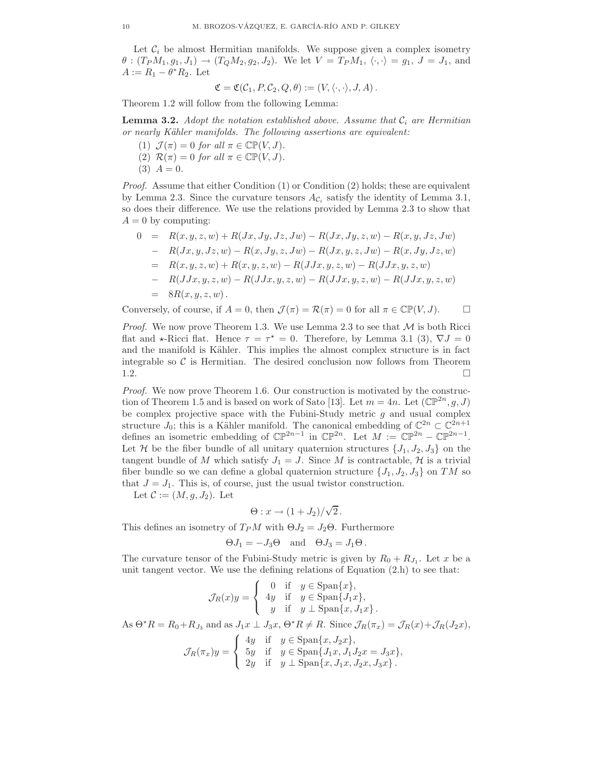Let $\mathcal{C}_i$ be almost Hermitian manifolds. We suppose given a complex isometry $\theta : (T_P M_1, g_1, J_1) \to (T_Q M_2, g_2, J_2)$. We let $V = T_P M_1$, $\langle \cdot, \cdot \rangle = g_1$, $J = J_1$, and $A := R_1 - \theta^* R_2$. Let

$$\mathfrak{C} = \mathfrak{C}(\mathcal{C}_1, P, \mathcal{C}_2, Q, \theta) := (V, \langle \cdot, \cdot \rangle, J, A)\,.$$

Theorem 1.2 will follow from the following Lemma:

**Lemma 3.2.** *Adopt the notation established above. Assume that $\mathcal{C}_i$ are Hermitian or nearly Kähler manifolds. The following assertions are equivalent:*

1. *$\mathcal{J}(\pi) = 0$ for all $\pi \in \mathbb{CP}(V, J)$.*
2. *$\mathcal{R}(\pi) = 0$ for all $\pi \in \mathbb{CP}(V, J)$.*
3. *$A = 0$.*

*Proof.* Assume that either Condition (1) or Condition (2) holds; these are equivalent by Lemma 2.3. Since the curvature tensors $A_{\mathcal{C}_i}$ satisfy the identity of Lemma 3.1, so does their difference. We use the relations provided by Lemma 2.3 to show that $A = 0$ by computing:

$$\begin{aligned}
0 \;&=\; R(x,y,z,w) + R(Jx,Jy,Jz,Jw) - R(Jx,Jy,z,w) - R(x,y,Jz,Jw)\\
&-\; R(Jx,y,Jz,w) - R(x,Jy,z,Jw) - R(Jx,y,z,Jw) - R(x,Jy,Jz,w)\\
&=\; R(x,y,z,w) + R(x,y,z,w) - R(JJx,y,z,w) - R(JJx,y,z,w)\\
&-\; R(JJx,y,z,w) - R(JJx,y,z,w) - R(JJx,y,z,w) - R(JJx,y,z,w)\\
&=\; 8R(x,y,z,w)\,.
\end{aligned}$$

Conversely, of course, if $A = 0$, then $\mathcal{J}(\pi) = \mathcal{R}(\pi) = 0$ for all $\pi \in \mathbb{CP}(V, J)$. $\square$

*Proof.* We now prove Theorem 1.3. We use Lemma 2.3 to see that $\mathcal{M}$ is both Ricci flat and $\star$-Ricci flat. Hence $\tau = \tau^\star = 0$. Therefore, by Lemma 3.1 (3), $\nabla J = 0$ and the manifold is Kähler. This implies the almost complex structure is in fact integrable so $\mathcal{C}$ is Hermitian. The desired conclusion now follows from Theorem 1.2. $\square$

*Proof.* We now prove Theorem 1.6. Our construction is motivated by the construction of Theorem 1.5 and is based on work of Sato [13]. Let $m = 4n$. Let $(\mathbb{CP}^{2n}, g, J)$ be complex projective space with the Fubini-Study metric $g$ and usual complex structure $J_0$; this is a Kähler manifold. The canonical embedding of $\mathbb{C}^{2n} \subset \mathbb{C}^{2n+1}$ defines an isometric embedding of $\mathbb{CP}^{2n-1}$ in $\mathbb{CP}^{2n}$. Let $M := \mathbb{CP}^{2n} - \mathbb{CP}^{2n-1}$. Let $\mathcal{H}$ be the fiber bundle of all unitary quaternion structures $\{J_1, J_2, J_3\}$ on the tangent bundle of $M$ which satisfy $J_1 = J$. Since $M$ is contractable, $\mathcal{H}$ is a trivial fiber bundle so we can define a global quaternion structure $\{J_1, J_2, J_3\}$ on $TM$ so that $J = J_1$. This is, of course, just the usual twistor construction.

Let $\mathcal{C} := (M, g, J_2)$. Let

$$\Theta : x \to (1 + J_2)/\sqrt{2}\,.$$

This defines an isometry of $T_P M$ with $\Theta J_2 = J_2 \Theta$. Furthermore

$$\Theta J_1 = -J_3 \Theta \quad \text{and} \quad \Theta J_3 = J_1 \Theta\,.$$

The curvature tensor of the Fubini-Study metric is given by $R_0 + R_{J_1}$. Let $x$ be a unit tangent vector. We use the defining relations of Equation (2.h) to see that:

$$\mathcal{J}_R(x)y = \left\{ \begin{array}{lll} 0 & \text{if} & y \in \operatorname{Span}\{x\},\\ 4y & \text{if} & y \in \operatorname{Span}\{J_1 x\},\\ y & \text{if} & y \perp \operatorname{Span}\{x, J_1 x\}\,. \end{array} \right.$$

As $\Theta^* R = R_0 + R_{J_3}$ and as $J_1 x \perp J_3 x$, $\Theta^* R \neq R$. Since $\mathcal{J}_R(\pi_x) = \mathcal{J}_R(x) + \mathcal{J}_R(J_2 x)$,

$$\mathcal{J}_R(\pi_x)y = \left\{ \begin{array}{lll} 4y & \text{if} & y \in \operatorname{Span}\{x, J_2 x\},\\ 5y & \text{if} & y \in \operatorname{Span}\{J_1 x, J_1 J_2 x = J_3 x\},\\ 2y & \text{if} & y \perp \operatorname{Span}\{x, J_1 x, J_2 x, J_3 x\}\,. \end{array} \right.$$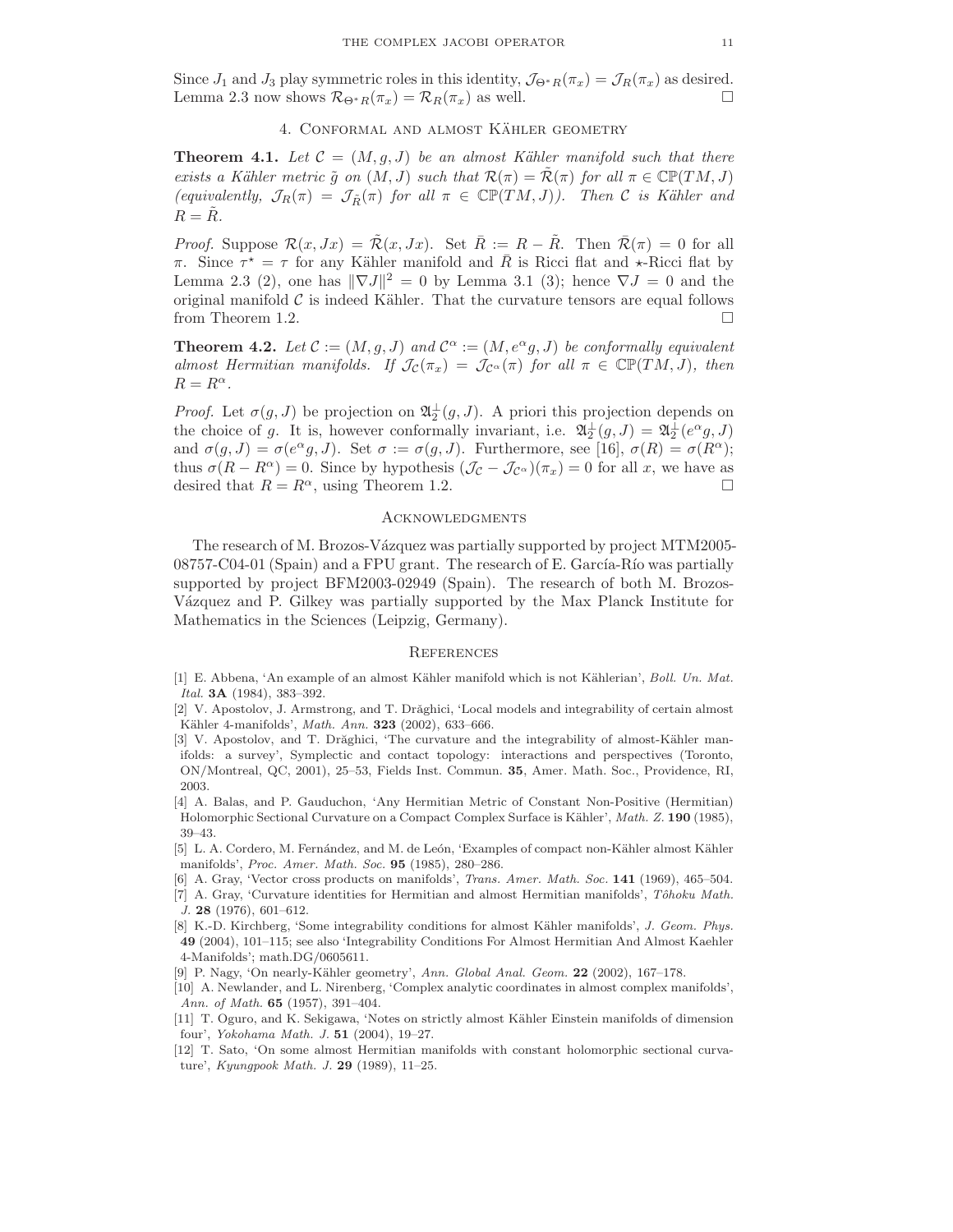Since $J_1$ and $J_3$ play symmetric roles in this identity, $\mathcal{J}_{\Theta^* R}(\pi_x) = \mathcal{J}_R(\pi_x)$ as desired. Lemma 2.3 now shows $\mathcal{R}_{\Theta^* R}(\pi_x) = \mathcal{R}_R(\pi_x)$ as well. □

## 4. Conformal and almost Kähler geometry

**Theorem 4.1.** *Let $\mathcal{C} = (M, g, J)$ be an almost Kähler manifold such that there exists a Kähler metric $\tilde{g}$ on $(M, J)$ such that $\mathcal{R}(\pi) = \tilde{\mathcal{R}}(\pi)$ for all $\pi \in \mathbb{CP}(TM, J)$ (equivalently, $\mathcal{J}_R(\pi) = \mathcal{J}_{\tilde{R}}(\pi)$ for all $\pi \in \mathbb{CP}(TM, J)$). Then $\mathcal{C}$ is Kähler and $R = \tilde{R}$.*

*Proof.* Suppose $\mathcal{R}(x, Jx) = \tilde{\mathcal{R}}(x, Jx)$. Set $\bar{R} := R - \tilde{R}$. Then $\bar{\mathcal{R}}(\pi) = 0$ for all $\pi$. Since $\tau^\star = \tau$ for any Kähler manifold and $\bar{R}$ is Ricci flat and $\star$-Ricci flat by Lemma 2.3 (2), one has $\|\nabla J\|^2 = 0$ by Lemma 3.1 (3); hence $\nabla J = 0$ and the original manifold $\mathcal{C}$ is indeed Kähler. That the curvature tensors are equal follows from Theorem 1.2. □

**Theorem 4.2.** *Let $\mathcal{C} := (M, g, J)$ and $\mathcal{C}^\alpha := (M, e^\alpha g, J)$ be conformally equivalent almost Hermitian manifolds. If $\mathcal{J}_{\mathcal{C}}(\pi_x) = \mathcal{J}_{\mathcal{C}^\alpha}(\pi)$ for all $\pi \in \mathbb{CP}(TM, J)$, then $R = R^\alpha$.*

*Proof.* Let $\sigma(g, J)$ be projection on $\mathfrak{A}_2^\perp(g, J)$. A priori this projection depends on the choice of $g$. It is, however conformally invariant, i.e. $\mathfrak{A}_2^\perp(g, J) = \mathfrak{A}_2^\perp(e^\alpha g, J)$ and $\sigma(g, J) = \sigma(e^\alpha g, J)$. Set $\sigma := \sigma(g, J)$. Furthermore, see [16], $\sigma(R) = \sigma(R^\alpha)$; thus $\sigma(R - R^\alpha) = 0$. Since by hypothesis $(\mathcal{J}_{\mathcal{C}} - \mathcal{J}_{\mathcal{C}^\alpha})(\pi_x) = 0$ for all $x$, we have as desired that $R = R^\alpha$, using Theorem 1.2. □

## Acknowledgments

The research of M. Brozos-Vázquez was partially supported by project MTM2005-08757-C04-01 (Spain) and a FPU grant. The research of E. García-Río was partially supported by project BFM2003-02949 (Spain). The research of both M. Brozos-Vázquez and P. Gilkey was partially supported by the Max Planck Institute for Mathematics in the Sciences (Leipzig, Germany).

## References

[1] E. Abbena, 'An example of an almost Kähler manifold which is not Kählerian', *Boll. Un. Mat. Ital.* **3A** (1984), 383–392.

[2] V. Apostolov, J. Armstrong, and T. Drăghici, 'Local models and integrability of certain almost Kähler 4-manifolds', *Math. Ann.* **323** (2002), 633–666.

[3] V. Apostolov, and T. Drăghici, 'The curvature and the integrability of almost-Kähler manifolds: a survey', Symplectic and contact topology: interactions and perspectives (Toronto, ON/Montreal, QC, 2001), 25–53, Fields Inst. Commun. **35**, Amer. Math. Soc., Providence, RI, 2003.

[4] A. Balas, and P. Gauduchon, 'Any Hermitian Metric of Constant Non-Positive (Hermitian) Holomorphic Sectional Curvature on a Compact Complex Surface is Kähler', *Math. Z.* **190** (1985), 39–43.

[5] L. A. Cordero, M. Fernández, and M. de León, 'Examples of compact non-Kähler almost Kähler manifolds', *Proc. Amer. Math. Soc.* **95** (1985), 280–286.

[6] A. Gray, 'Vector cross products on manifolds', *Trans. Amer. Math. Soc.* **141** (1969), 465–504.

[7] A. Gray, 'Curvature identities for Hermitian and almost Hermitian manifolds', *Tôhoku Math. J.* **28** (1976), 601–612.

[8] K.-D. Kirchberg, 'Some integrability conditions for almost Kähler manifolds', *J. Geom. Phys.* **49** (2004), 101–115; see also 'Integrability Conditions For Almost Hermitian And Almost Kaehler 4-Manifolds'; math.DG/0605611.

[9] P. Nagy, 'On nearly-Kähler geometry', *Ann. Global Anal. Geom.* **22** (2002), 167–178.

[10] A. Newlander, and L. Nirenberg, 'Complex analytic coordinates in almost complex manifolds', *Ann. of Math.* **65** (1957), 391–404.

[11] T. Oguro, and K. Sekigawa, 'Notes on strictly almost Kähler Einstein manifolds of dimension four', *Yokohama Math. J.* **51** (2004), 19–27.

[12] T. Sato, 'On some almost Hermitian manifolds with constant holomorphic sectional curvature', *Kyungpook Math. J.* **29** (1989), 11–25.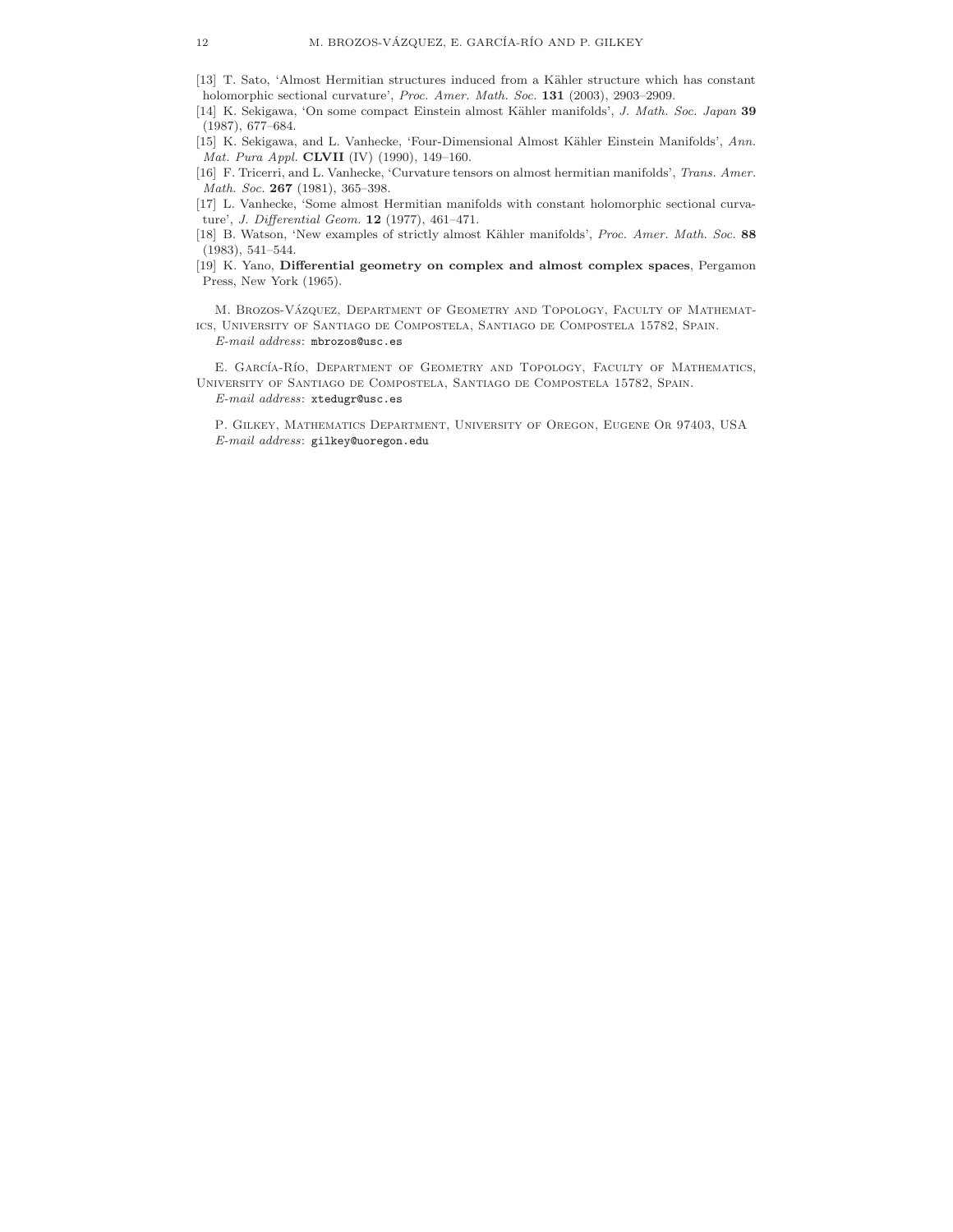[13] T. Sato, 'Almost Hermitian structures induced from a Kähler structure which has constant holomorphic sectional curvature', *Proc. Amer. Math. Soc.* **131** (2003), 2903–2909.

[14] K. Sekigawa, 'On some compact Einstein almost Kähler manifolds', *J. Math. Soc. Japan* **39** (1987), 677–684.

[15] K. Sekigawa, and L. Vanhecke, 'Four-Dimensional Almost Kähler Einstein Manifolds', *Ann. Mat. Pura Appl.* **CLVII** (IV) (1990), 149–160.

[16] F. Tricerri, and L. Vanhecke, 'Curvature tensors on almost hermitian manifolds', *Trans. Amer. Math. Soc.* **267** (1981), 365–398.

[17] L. Vanhecke, 'Some almost Hermitian manifolds with constant holomorphic sectional curvature', *J. Differential Geom.* **12** (1977), 461–471.

[18] B. Watson, 'New examples of strictly almost Kähler manifolds', *Proc. Amer. Math. Soc.* **88** (1983), 541–544.

[19] K. Yano, **Differential geometry on complex and almost complex spaces**, Pergamon Press, New York (1965).

M. Brozos-Vázquez, Department of Geometry and Topology, Faculty of Mathematics, University of Santiago de Compostela, Santiago de Compostela 15782, Spain.
*E-mail address*: mbrozos@usc.es

E. García-Río, Department of Geometry and Topology, Faculty of Mathematics, University of Santiago de Compostela, Santiago de Compostela 15782, Spain.
*E-mail address*: xtedugr@usc.es

P. Gilkey, Mathematics Department, University of Oregon, Eugene Or 97403, USA
*E-mail address*: gilkey@uoregon.edu